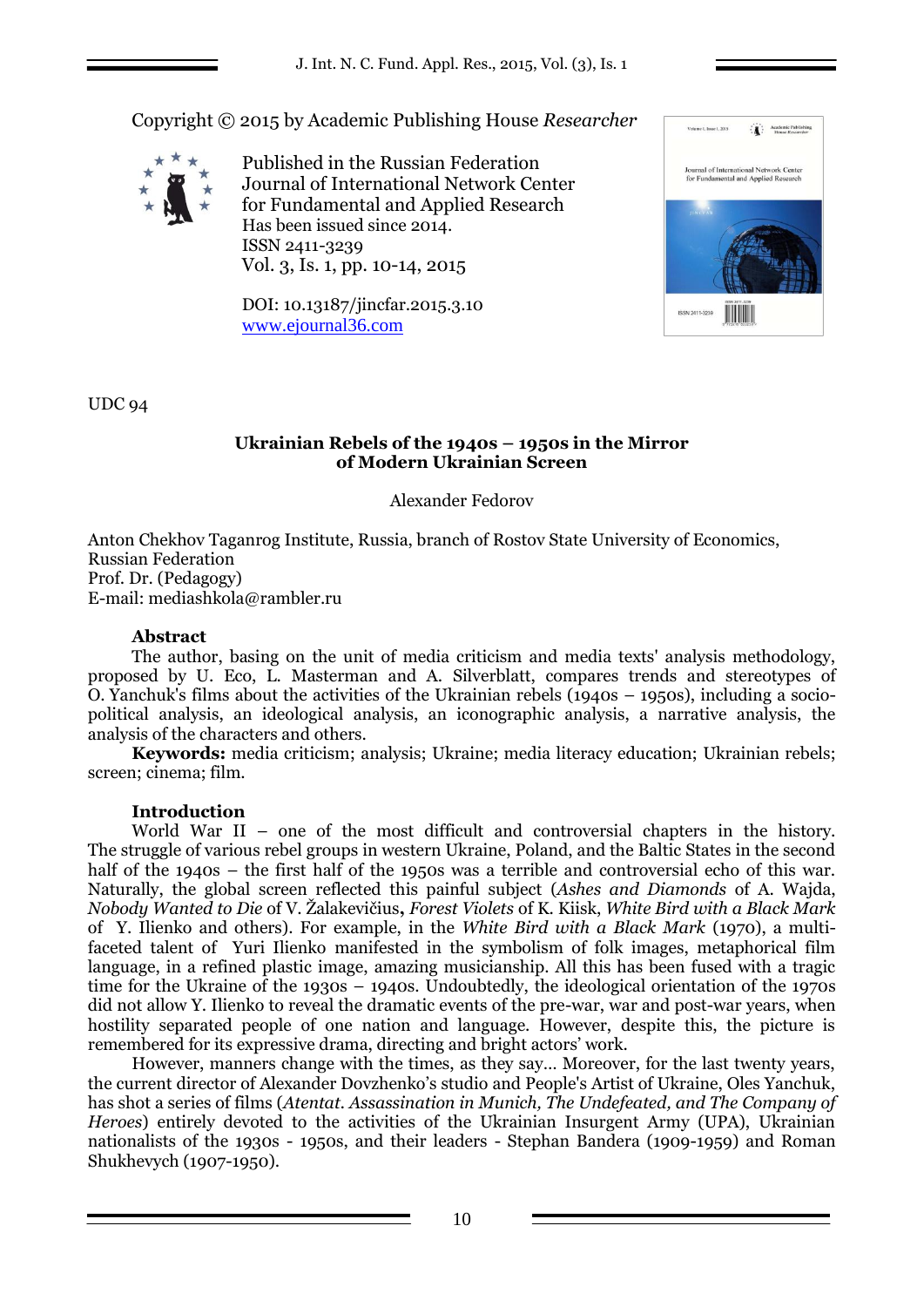Copyright © 2015 by Academic Publishing House *Researcher*

Published in the Russian Federation
Journal of International Network Center for Fundamental and Applied Research
Has been issued since 2014.
ISSN 2411-3239
Vol. 3, Is. 1, pp. 10-14, 2015

DOI: 10.13187/jincfar.2015.3.10
www.ejournal36.com

UDC 94

# Ukrainian Rebels of the 1940s – 1950s in the Mirror of Modern Ukrainian Screen

Alexander Fedorov

Anton Chekhov Taganrog Institute, Russia, branch of Rostov State University of Economics, Russian Federation
Prof. Dr. (Pedagogy)
E-mail: mediashkola@rambler.ru

## Abstract

The author, basing on the unit of media criticism and media texts' analysis methodology, proposed by U. Eco, L. Masterman and A. Silverblatt, compares trends and stereotypes of O. Yanchuk's films about the activities of the Ukrainian rebels (1940s – 1950s), including a socio-political analysis, an ideological analysis, an iconographic analysis, a narrative analysis, the analysis of the characters and others.

**Keywords:** media criticism; analysis; Ukraine; media literacy education; Ukrainian rebels; screen; cinema; film.

## Introduction

World War II – one of the most difficult and controversial chapters in the history. The struggle of various rebel groups in western Ukraine, Poland, and the Baltic States in the second half of the 1940s – the first half of the 1950s was a terrible and controversial echo of this war. Naturally, the global screen reflected this painful subject (*Ashes and Diamonds* of A. Wajda, *Nobody Wanted to Die* of V. Žalakevičius**,** *Forest Violets* of K. Kiisk, *White Bird with a Black Mark* of Y. Ilienko and others). For example, in the *White Bird with a Black Mark* (1970), a multi-faceted talent of Yuri Ilienko manifested in the symbolism of folk images, metaphorical film language, in a refined plastic image, amazing musicianship. All this has been fused with a tragic time for the Ukraine of the 1930s – 1940s. Undoubtedly, the ideological orientation of the 1970s did not allow Y. Ilienko to reveal the dramatic events of the pre-war, war and post-war years, when hostility separated people of one nation and language. However, despite this, the picture is remembered for its expressive drama, directing and bright actors' work.

However, manners change with the times, as they say... Moreover, for the last twenty years, the current director of Alexander Dovzhenko's studio and People's Artist of Ukraine, Oles Yanchuk, has shot a series of films (*Atentat. Assassination in Munich, The Undefeated, and The Company of Heroes*) entirely devoted to the activities of the Ukrainian Insurgent Army (UPA), Ukrainian nationalists of the 1930s - 1950s, and their leaders - Stephan Bandera (1909-1959) and Roman Shukhevych (1907-1950).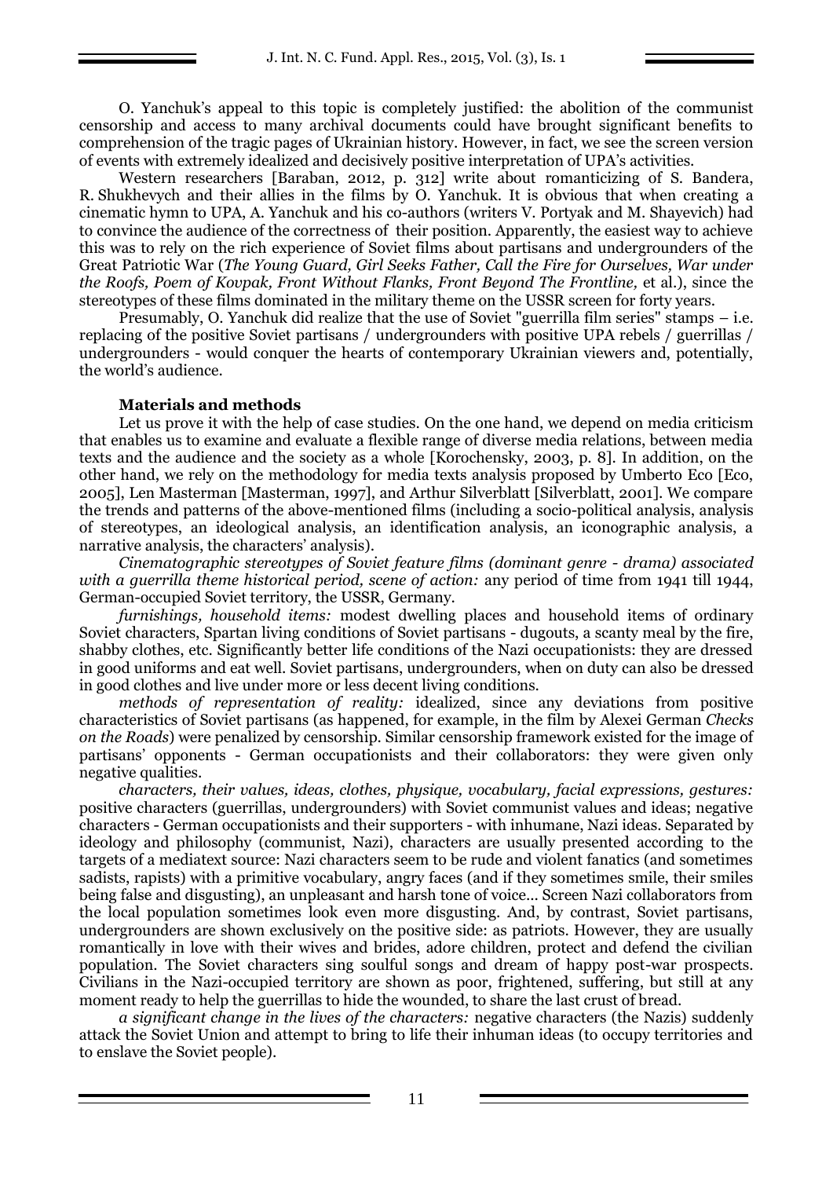O. Yanchuk's appeal to this topic is completely justified: the abolition of the communist censorship and access to many archival documents could have brought significant benefits to comprehension of the tragic pages of Ukrainian history. However, in fact, we see the screen version of events with extremely idealized and decisively positive interpretation of UPA's activities.

Western researchers [Baraban, 2012, p. 312] write about romanticizing of S. Bandera, R. Shukhevych and their allies in the films by O. Yanchuk. It is obvious that when creating a cinematic hymn to UPA, A. Yanchuk and his co-authors (writers V. Portyak and M. Shayevich) had to convince the audience of the correctness of their position. Apparently, the easiest way to achieve this was to rely on the rich experience of Soviet films about partisans and undergrounders of the Great Patriotic War (*The Young Guard, Girl Seeks Father, Call the Fire for Ourselves, War under the Roofs, Poem of Kovpak, Front Without Flanks, Front Beyond The Frontline,* et al.), since the stereotypes of these films dominated in the military theme on the USSR screen for forty years.

Presumably, O. Yanchuk did realize that the use of Soviet "guerrilla film series" stamps – i.e. replacing of the positive Soviet partisans / undergrounders with positive UPA rebels / guerrillas / undergrounders - would conquer the hearts of contemporary Ukrainian viewers and, potentially, the world's audience.

**Materials and methods**

Let us prove it with the help of case studies. On the one hand, we depend on media criticism that enables us to examine and evaluate a flexible range of diverse media relations, between media texts and the audience and the society as a whole [Korochensky, 2003, p. 8]. In addition, on the other hand, we rely on the methodology for media texts analysis proposed by Umberto Eco [Eco, 2005], Len Masterman [Masterman, 1997], and Arthur Silverblatt [Silverblatt, 2001]. We compare the trends and patterns of the above-mentioned films (including a socio-political analysis, analysis of stereotypes, an ideological analysis, an identification analysis, an iconographic analysis, a narrative analysis, the characters' analysis).

*Cinematographic stereotypes of Soviet feature films (dominant genre - drama) associated with a guerrilla theme historical period, scene of action:* any period of time from 1941 till 1944, German-occupied Soviet territory, the USSR, Germany.

*furnishings, household items:* modest dwelling places and household items of ordinary Soviet characters, Spartan living conditions of Soviet partisans - dugouts, a scanty meal by the fire, shabby clothes, etc. Significantly better life conditions of the Nazi occupationists: they are dressed in good uniforms and eat well. Soviet partisans, undergrounders, when on duty can also be dressed in good clothes and live under more or less decent living conditions.

*methods of representation of reality:* idealized, since any deviations from positive characteristics of Soviet partisans (as happened, for example, in the film by Alexei German *Checks on the Roads*) were penalized by censorship. Similar censorship framework existed for the image of partisans' opponents - German occupationists and their collaborators: they were given only negative qualities.

*characters, their values, ideas, clothes, physique, vocabulary, facial expressions, gestures:* positive characters (guerrillas, undergrounders) with Soviet communist values and ideas; negative characters - German occupationists and their supporters - with inhumane, Nazi ideas. Separated by ideology and philosophy (communist, Nazi), characters are usually presented according to the targets of a mediatext source: Nazi characters seem to be rude and violent fanatics (and sometimes sadists, rapists) with a primitive vocabulary, angry faces (and if they sometimes smile, their smiles being false and disgusting), an unpleasant and harsh tone of voice... Screen Nazi collaborators from the local population sometimes look even more disgusting. And, by contrast, Soviet partisans, undergrounders are shown exclusively on the positive side: as patriots. However, they are usually romantically in love with their wives and brides, adore children, protect and defend the civilian population. The Soviet characters sing soulful songs and dream of happy post-war prospects. Civilians in the Nazi-occupied territory are shown as poor, frightened, suffering, but still at any moment ready to help the guerrillas to hide the wounded, to share the last crust of bread.

*a significant change in the lives of the characters:* negative characters (the Nazis) suddenly attack the Soviet Union and attempt to bring to life their inhuman ideas (to occupy territories and to enslave the Soviet people).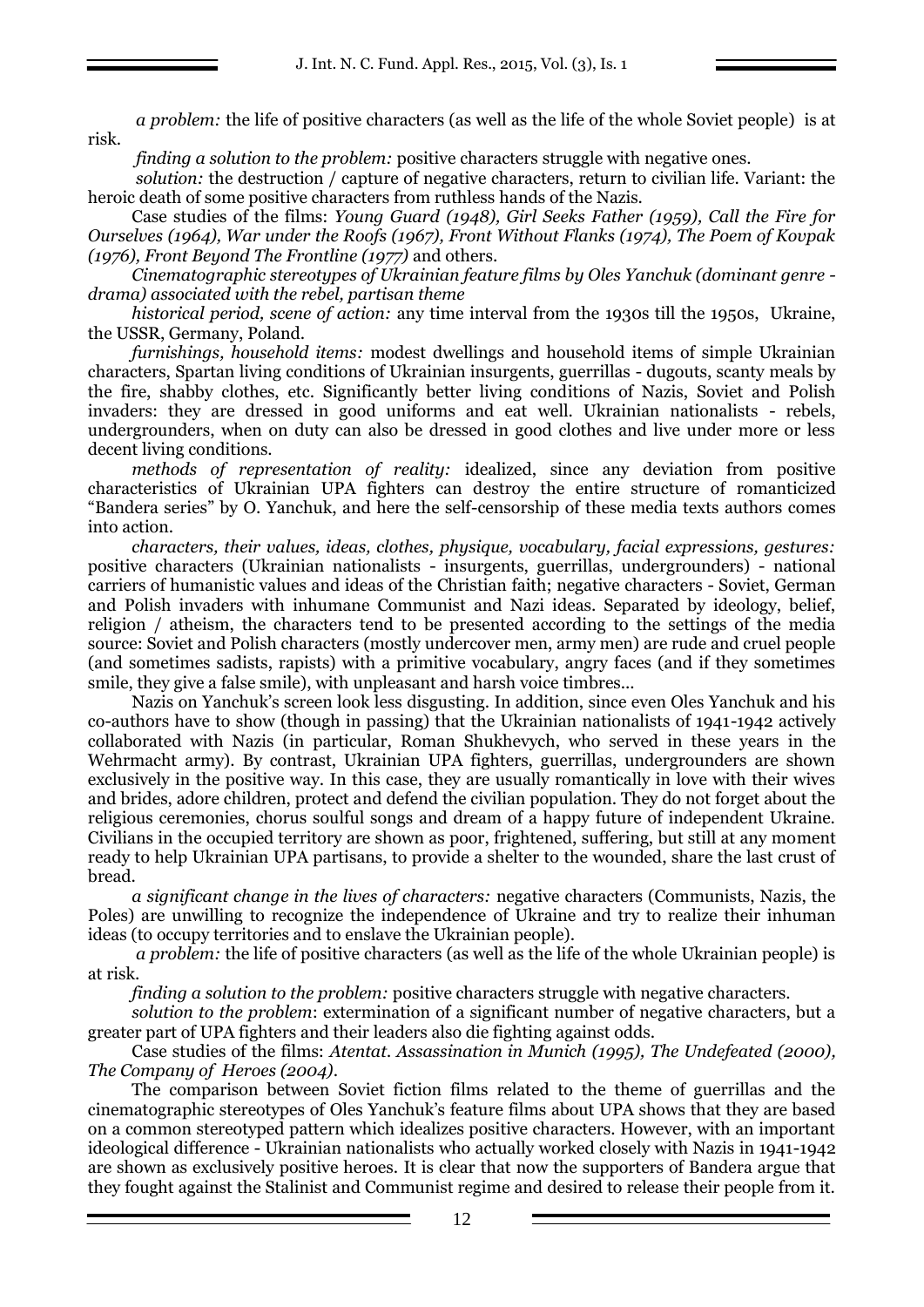*a problem:* the life of positive characters (as well as the life of the whole Soviet people) is at risk.

*finding a solution to the problem:* positive characters struggle with negative ones.

*solution:* the destruction / capture of negative characters, return to civilian life. Variant: the heroic death of some positive characters from ruthless hands of the Nazis.

Case studies of the films: *Young Guard (1948), Girl Seeks Father (1959), Call the Fire for Ourselves (1964), War under the Roofs (1967), Front Without Flanks (1974), The Poem of Kovpak (1976), Front Beyond The Frontline (1977)* and others.

*Cinematographic stereotypes of Ukrainian feature films by Oles Yanchuk (dominant genre - drama) associated with the rebel, partisan theme*

*historical period, scene of action:* any time interval from the 1930s till the 1950s, Ukraine, the USSR, Germany, Poland.

*furnishings, household items:* modest dwellings and household items of simple Ukrainian characters, Spartan living conditions of Ukrainian insurgents, guerrillas - dugouts, scanty meals by the fire, shabby clothes, etc. Significantly better living conditions of Nazis, Soviet and Polish invaders: they are dressed in good uniforms and eat well. Ukrainian nationalists - rebels, undergrounders, when on duty can also be dressed in good clothes and live under more or less decent living conditions.

*methods of representation of reality:* idealized, since any deviation from positive characteristics of Ukrainian UPA fighters can destroy the entire structure of romanticized "Bandera series" by O. Yanchuk, and here the self-censorship of these media texts authors comes into action.

*characters, their values, ideas, clothes, physique, vocabulary, facial expressions, gestures:* positive characters (Ukrainian nationalists - insurgents, guerrillas, undergrounders) - national carriers of humanistic values and ideas of the Christian faith; negative characters - Soviet, German and Polish invaders with inhumane Communist and Nazi ideas. Separated by ideology, belief, religion / atheism, the characters tend to be presented according to the settings of the media source: Soviet and Polish characters (mostly undercover men, army men) are rude and cruel people (and sometimes sadists, rapists) with a primitive vocabulary, angry faces (and if they sometimes smile, they give a false smile), with unpleasant and harsh voice timbres...

Nazis on Yanchuk's screen look less disgusting. In addition, since even Oles Yanchuk and his co-authors have to show (though in passing) that the Ukrainian nationalists of 1941-1942 actively collaborated with Nazis (in particular, Roman Shukhevych, who served in these years in the Wehrmacht army). By contrast, Ukrainian UPA fighters, guerrillas, undergrounders are shown exclusively in the positive way. In this case, they are usually romantically in love with their wives and brides, adore children, protect and defend the civilian population. They do not forget about the religious ceremonies, chorus soulful songs and dream of a happy future of independent Ukraine. Civilians in the occupied territory are shown as poor, frightened, suffering, but still at any moment ready to help Ukrainian UPA partisans, to provide a shelter to the wounded, share the last crust of bread.

*a significant change in the lives of characters:* negative characters (Communists, Nazis, the Poles) are unwilling to recognize the independence of Ukraine and try to realize their inhuman ideas (to occupy territories and to enslave the Ukrainian people).

*a problem:* the life of positive characters (as well as the life of the whole Ukrainian people) is at risk.

*finding a solution to the problem:* positive characters struggle with negative characters.

*solution to the problem*: extermination of a significant number of negative characters, but a greater part of UPA fighters and their leaders also die fighting against odds.

Case studies of the films: *Atentat. Assassination in Munich (1995), The Undefeated (2000), The Company of Heroes (2004).*

The comparison between Soviet fiction films related to the theme of guerrillas and the cinematographic stereotypes of Oles Yanchuk's feature films about UPA shows that they are based on a common stereotyped pattern which idealizes positive characters. However, with an important ideological difference - Ukrainian nationalists who actually worked closely with Nazis in 1941-1942 are shown as exclusively positive heroes. It is clear that now the supporters of Bandera argue that they fought against the Stalinist and Communist regime and desired to release their people from it.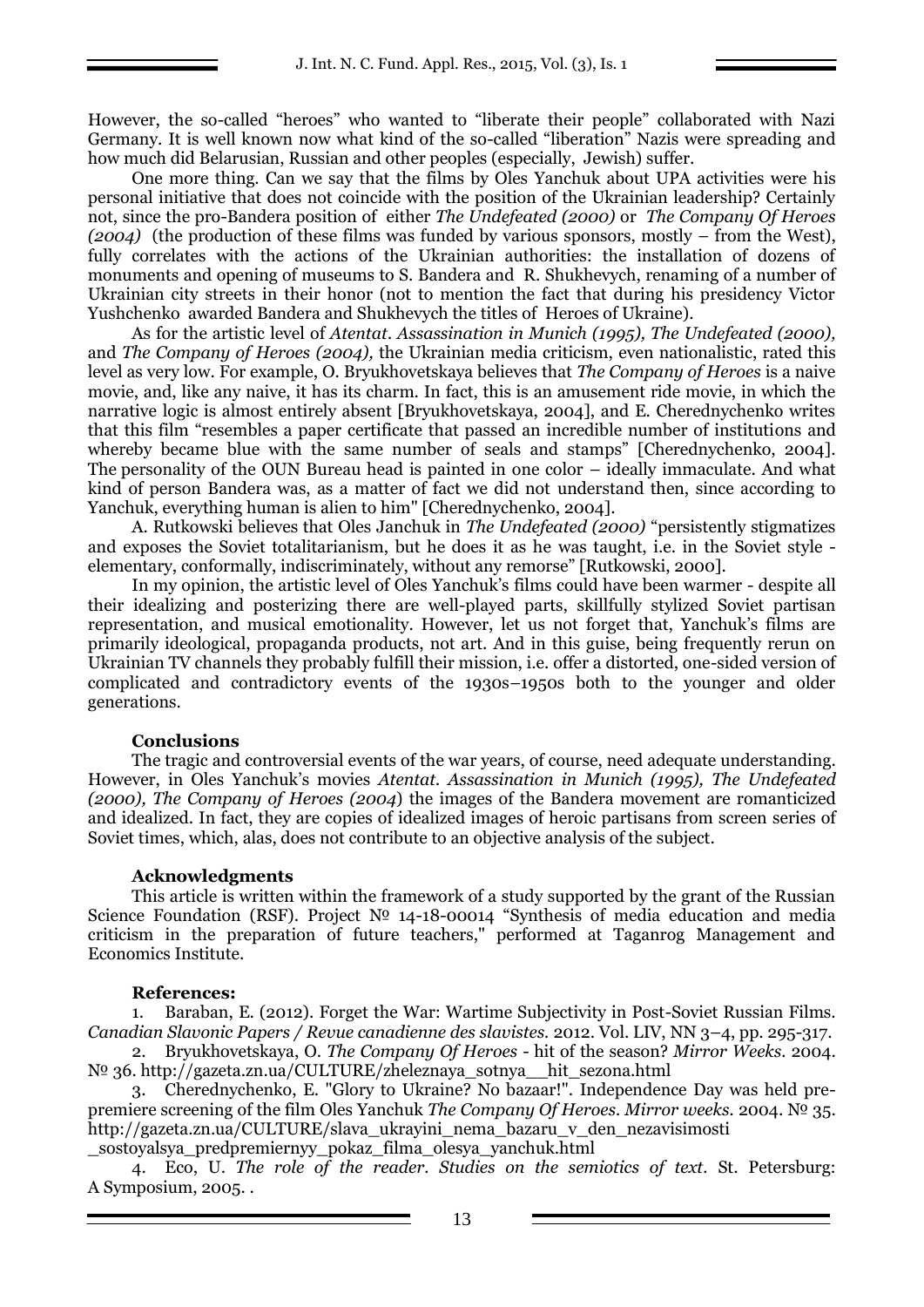However, the so-called "heroes" who wanted to "liberate their people" collaborated with Nazi Germany. It is well known now what kind of the so-called "liberation" Nazis were spreading and how much did Belarusian, Russian and other peoples (especially, Jewish) suffer.

One more thing. Can we say that the films by Oles Yanchuk about UPA activities were his personal initiative that does not coincide with the position of the Ukrainian leadership? Certainly not, since the pro-Bandera position of either *The Undefeated (2000)* or *The Company Of Heroes (2004)* (the production of these films was funded by various sponsors, mostly – from the West), fully correlates with the actions of the Ukrainian authorities: the installation of dozens of monuments and opening of museums to S. Bandera and R. Shukhevych, renaming of a number of Ukrainian city streets in their honor (not to mention the fact that during his presidency Victor Yushchenko awarded Bandera and Shukhevych the titles of Heroes of Ukraine).

As for the artistic level of *Atentat. Assassination in Munich (1995), The Undefeated (2000),* and *The Company of Heroes (2004),* the Ukrainian media criticism, even nationalistic, rated this level as very low. For example, O. Bryukhovetskaya believes that *The Company of Heroes* is a naive movie, and, like any naive, it has its charm. In fact, this is an amusement ride movie, in which the narrative logic is almost entirely absent [Bryukhovetskaya, 2004], and E. Cherednychenko writes that this film "resembles a paper certificate that passed an incredible number of institutions and whereby became blue with the same number of seals and stamps" [Cherednychenko, 2004]. The personality of the OUN Bureau head is painted in one color – ideally immaculate. And what kind of person Bandera was, as a matter of fact we did not understand then, since according to Yanchuk, everything human is alien to him" [Cherednychenko, 2004].

A. Rutkowski believes that Oles Janchuk in *The Undefeated (2000)* "persistently stigmatizes and exposes the Soviet totalitarianism, but he does it as he was taught, i.e. in the Soviet style - elementary, conformally, indiscriminately, without any remorse" [Rutkowski, 2000].

In my opinion, the artistic level of Oles Yanchuk's films could have been warmer - despite all their idealizing and posterizing there are well-played parts, skillfully stylized Soviet partisan representation, and musical emotionality. However, let us not forget that, Yanchuk's films are primarily ideological, propaganda products, not art. And in this guise, being frequently rerun on Ukrainian TV channels they probably fulfill their mission, i.e. offer a distorted, one-sided version of complicated and contradictory events of the 1930s–1950s both to the younger and older generations.

## Conclusions

The tragic and controversial events of the war years, of course, need adequate understanding. However, in Oles Yanchuk's movies *Atentat. Assassination in Munich (1995), The Undefeated (2000), The Company of Heroes (2004)* the images of the Bandera movement are romanticized and idealized. In fact, they are copies of idealized images of heroic partisans from screen series of Soviet times, which, alas, does not contribute to an objective analysis of the subject.

## Acknowledgments

This article is written within the framework of a study supported by the grant of the Russian Science Foundation (RSF). Project № 14-18-00014 "Synthesis of media education and media criticism in the preparation of future teachers," performed at Taganrog Management and Economics Institute.

## References:

1. Baraban, E. (2012). Forget the War: Wartime Subjectivity in Post-Soviet Russian Films. *Canadian Slavonic Papers / Revue canadienne des slavistes.* 2012. Vol. LIV, NN 3–4, pp. 295-317.
2. Bryukhovetskaya, O. *The Company Of Heroes* - hit of the season? *Mirror Weeks.* 2004. № 36. http://gazeta.zn.ua/CULTURE/zheleznaya_sotnya__hit_sezona.html
3. Cherednychenko, E. "Glory to Ukraine? No bazaar!". Independence Day was held pre-premiere screening of the film Oles Yanchuk *The Company Of Heroes. Mirror weeks.* 2004. № 35. http://gazeta.zn.ua/CULTURE/slava_ukrayini_nema_bazaru_v_den_nezavisimosti_sostoyalsya_predpremiernyy_pokaz_filma_olesya_yanchuk.html
4. Eco, U. *The role of the reader. Studies on the semiotics of text.* St. Petersburg: A Symposium, 2005. .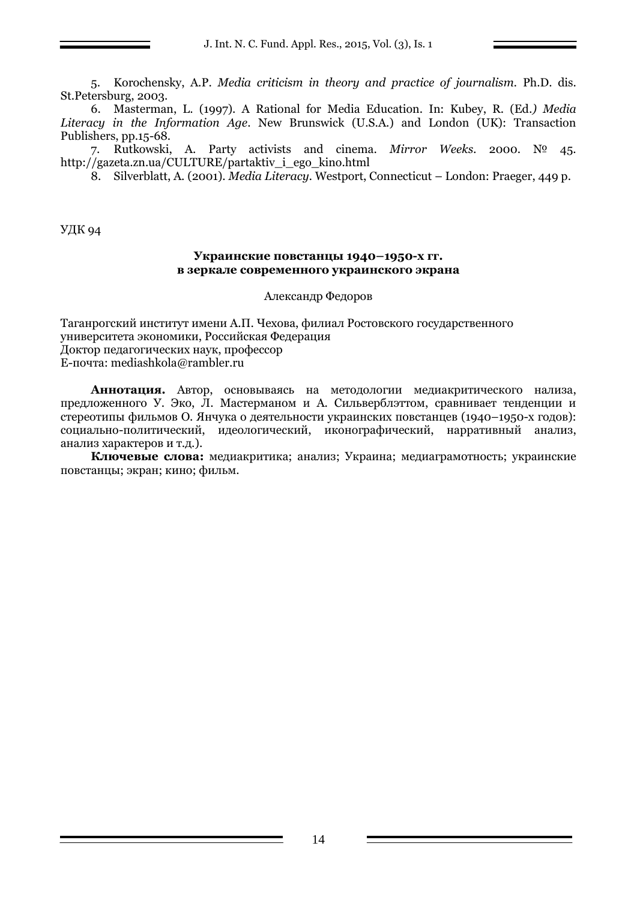5. Korochensky, A.P. *Media criticism in theory and practice of journalism.* Ph.D. dis. St.Petersburg, 2003.

6. Masterman, L. (1997). A Rational for Media Education. In: Kubey, R. (Ed.*) Media Literacy in the Information Age*. New Brunswick (U.S.A.) and London (UK): Transaction Publishers, pp.15-68.

7. Rutkowski, A. Party activists and cinema. *Mirror Weeks*. 2000. № 45. http://gazeta.zn.ua/CULTURE/partaktiv_i_ego_kino.html

8. Silverblatt, A. (2001). *Media Literacy*. Westport, Connecticut – London: Praeger, 449 p.

УДК 94

## Украинские повстанцы 1940–1950-х гг. в зеркале современного украинского экрана

Александр Федоров

Таганрогский институт имени А.П. Чехова, филиал Ростовского государственного университета экономики, Российская Федерация
Доктор педагогических наук, профессор
E-почта: mediashkola@rambler.ru

**Аннотация.** Автор, основываясь на методологии медиакритического нализа, предложенного У. Эко, Л. Мастерманом и А. Сильверблэттом, сравнивает тенденции и стереотипы фильмов О. Янчука о деятельности украинских повстанцев (1940–1950-х годов): социально-политический, идеологический, иконографический, нарративный анализ, анализ характеров и т.д.).

**Ключевые слова:** медиакритика; анализ; Украина; медиаграмотность; украинские повстанцы; экран; кино; фильм.